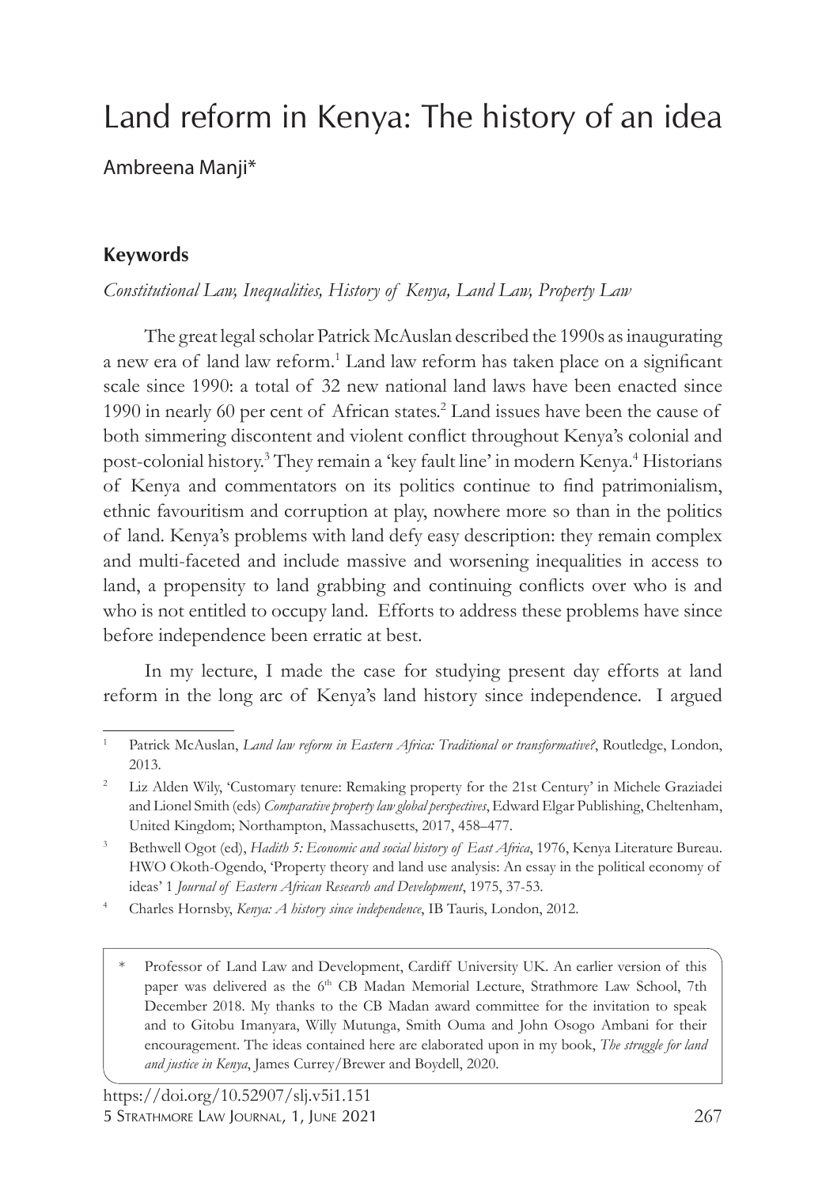# Land reform in Kenya: The history of an idea

Ambreena Manji*

## Keywords

*Constitutional Law, Inequalities, History of Kenya, Land Law, Property Law*

The great legal scholar Patrick McAuslan described the 1990s as inaugurating a new era of land law reform.[1] Land law reform has taken place on a significant scale since 1990: a total of 32 new national land laws have been enacted since 1990 in nearly 60 per cent of African states.[2] Land issues have been the cause of both simmering discontent and violent conflict throughout Kenya's colonial and post-colonial history.[3] They remain a 'key fault line' in modern Kenya.[4] Historians of Kenya and commentators on its politics continue to find patrimonialism, ethnic favouritism and corruption at play, nowhere more so than in the politics of land. Kenya's problems with land defy easy description: they remain complex and multi-faceted and include massive and worsening inequalities in access to land, a propensity to land grabbing and continuing conflicts over who is and who is not entitled to occupy land. Efforts to address these problems have since before independence been erratic at best.

In my lecture, I made the case for studying present day efforts at land reform in the long arc of Kenya's land history since independence. I argued

---

[1] Patrick McAuslan, *Land law reform in Eastern Africa: Traditional or transformative?*, Routledge, London, 2013.

[2] Liz Alden Wily, 'Customary tenure: Remaking property for the 21st Century' in Michele Graziadei and Lionel Smith (eds) *Comparative property law global perspectives*, Edward Elgar Publishing, Cheltenham, United Kingdom; Northampton, Massachusetts, 2017, 458–477.

[3] Bethwell Ogot (ed), *Hadith 5: Economic and social history of East Africa*, 1976, Kenya Literature Bureau. HWO Okoth-Ogendo, 'Property theory and land use analysis: An essay in the political economy of ideas' 1 *Journal of Eastern African Research and Development*, 1975, 37-53.

[4] Charles Hornsby, *Kenya: A history since independence*, IB Tauris, London, 2012.

\* Professor of Land Law and Development, Cardiff University UK. An earlier version of this paper was delivered as the 6th CB Madan Memorial Lecture, Strathmore Law School, 7th December 2018. My thanks to the CB Madan award committee for the invitation to speak and to Gitobu Imanyara, Willy Mutunga, Smith Ouma and John Osogo Ambani for their encouragement. The ideas contained here are elaborated upon in my book, *The struggle for land and justice in Kenya*, James Currey/Brewer and Boydell, 2020.

https://doi.org/10.52907/slj.v5i1.151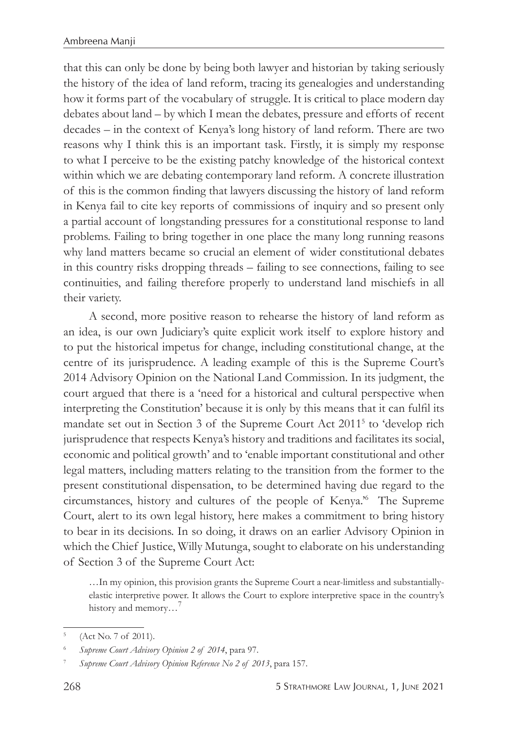that this can only be done by being both lawyer and historian by taking seriously the history of the idea of land reform, tracing its genealogies and understanding how it forms part of the vocabulary of struggle. It is critical to place modern day debates about land – by which I mean the debates, pressure and efforts of recent decades – in the context of Kenya's long history of land reform. There are two reasons why I think this is an important task. Firstly, it is simply my response to what I perceive to be the existing patchy knowledge of the historical context within which we are debating contemporary land reform. A concrete illustration of this is the common finding that lawyers discussing the history of land reform in Kenya fail to cite key reports of commissions of inquiry and so present only a partial account of longstanding pressures for a constitutional response to land problems. Failing to bring together in one place the many long running reasons why land matters became so crucial an element of wider constitutional debates in this country risks dropping threads – failing to see connections, failing to see continuities, and failing therefore properly to understand land mischiefs in all their variety.

A second, more positive reason to rehearse the history of land reform as an idea, is our own Judiciary's quite explicit work itself to explore history and to put the historical impetus for change, including constitutional change, at the centre of its jurisprudence. A leading example of this is the Supreme Court's 2014 Advisory Opinion on the National Land Commission. In its judgment, the court argued that there is a 'need for a historical and cultural perspective when interpreting the Constitution' because it is only by this means that it can fulfil its mandate set out in Section 3 of the Supreme Court Act 2011[5] to 'develop rich jurisprudence that respects Kenya's history and traditions and facilitates its social, economic and political growth' and to 'enable important constitutional and other legal matters, including matters relating to the transition from the former to the present constitutional dispensation, to be determined having due regard to the circumstances, history and cultures of the people of Kenya.'[6] The Supreme Court, alert to its own legal history, here makes a commitment to bring history to bear in its decisions. In so doing, it draws on an earlier Advisory Opinion in which the Chief Justice, Willy Mutunga, sought to elaborate on his understanding of Section 3 of the Supreme Court Act:

> …In my opinion, this provision grants the Supreme Court a near-limitless and substantially-elastic interpretive power. It allows the Court to explore interpretive space in the country's history and memory…[7]

---

[5] (Act No. 7 of 2011).

[6] *Supreme Court Advisory Opinion 2 of 2014*, para 97.

[7] *Supreme Court Advisory Opinion Reference No 2 of 2013*, para 157.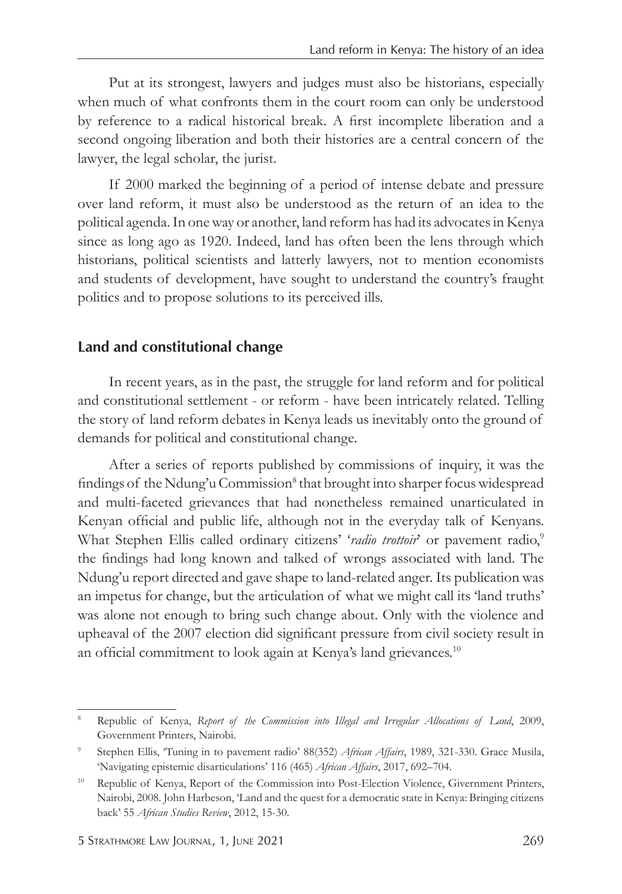Put at its strongest, lawyers and judges must also be historians, especially when much of what confronts them in the court room can only be understood by reference to a radical historical break. A first incomplete liberation and a second ongoing liberation and both their histories are a central concern of the lawyer, the legal scholar, the jurist.

If 2000 marked the beginning of a period of intense debate and pressure over land reform, it must also be understood as the return of an idea to the political agenda. In one way or another, land reform has had its advocates in Kenya since as long ago as 1920. Indeed, land has often been the lens through which historians, political scientists and latterly lawyers, not to mention economists and students of development, have sought to understand the country's fraught politics and to propose solutions to its perceived ills.

## Land and constitutional change

In recent years, as in the past, the struggle for land reform and for political and constitutional settlement - or reform - have been intricately related. Telling the story of land reform debates in Kenya leads us inevitably onto the ground of demands for political and constitutional change.

After a series of reports published by commissions of inquiry, it was the findings of the Ndung'u Commission[8] that brought into sharper focus widespread and multi-faceted grievances that had nonetheless remained unarticulated in Kenyan official and public life, although not in the everyday talk of Kenyans. What Stephen Ellis called ordinary citizens' '*radio trottoir*' or pavement radio,[9] the findings had long known and talked of wrongs associated with land. The Ndung'u report directed and gave shape to land-related anger. Its publication was an impetus for change, but the articulation of what we might call its 'land truths' was alone not enough to bring such change about. Only with the violence and upheaval of the 2007 election did significant pressure from civil society result in an official commitment to look again at Kenya's land grievances.[10]

---

[8] Republic of Kenya, *Report of the Commission into Illegal and Irregular Allocations of Land*, 2009, Government Printers, Nairobi.

[9] Stephen Ellis, 'Tuning in to pavement radio' 88(352) *African Affairs*, 1989, 321-330. Grace Musila, 'Navigating epistemic disarticulations' 116 (465) *African Affairs*, 2017, 692–704.

[10] Republic of Kenya, Report of the Commission into Post-Election Violence, Givernment Printers, Nairobi, 2008. John Harbeson, 'Land and the quest for a democratic state in Kenya: Bringing citizens back' 55 *African Studies Review*, 2012, 15-30.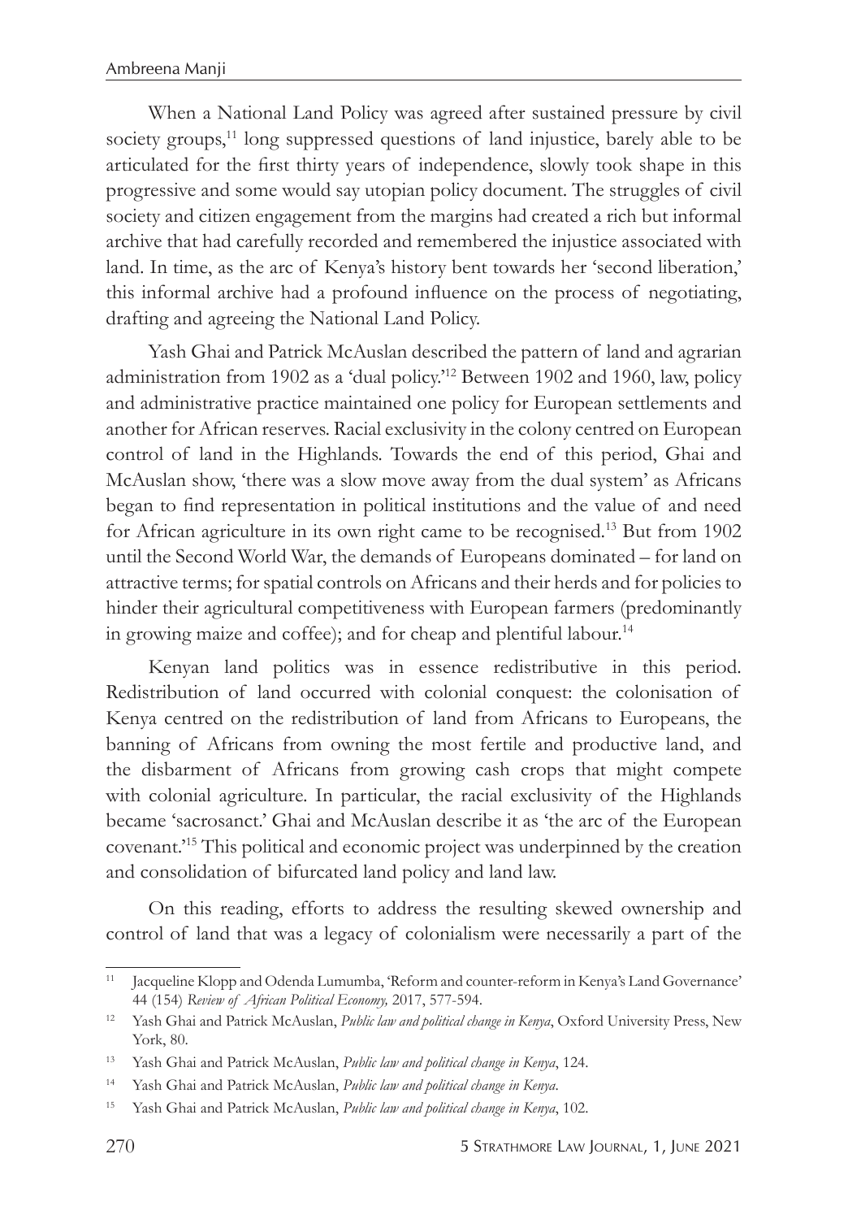When a National Land Policy was agreed after sustained pressure by civil society groups,[11] long suppressed questions of land injustice, barely able to be articulated for the first thirty years of independence, slowly took shape in this progressive and some would say utopian policy document. The struggles of civil society and citizen engagement from the margins had created a rich but informal archive that had carefully recorded and remembered the injustice associated with land. In time, as the arc of Kenya's history bent towards her 'second liberation,' this informal archive had a profound influence on the process of negotiating, drafting and agreeing the National Land Policy.

Yash Ghai and Patrick McAuslan described the pattern of land and agrarian administration from 1902 as a 'dual policy.'[12] Between 1902 and 1960, law, policy and administrative practice maintained one policy for European settlements and another for African reserves. Racial exclusivity in the colony centred on European control of land in the Highlands. Towards the end of this period, Ghai and McAuslan show, 'there was a slow move away from the dual system' as Africans began to find representation in political institutions and the value of and need for African agriculture in its own right came to be recognised.[13] But from 1902 until the Second World War, the demands of Europeans dominated – for land on attractive terms; for spatial controls on Africans and their herds and for policies to hinder their agricultural competitiveness with European farmers (predominantly in growing maize and coffee); and for cheap and plentiful labour.[14]

Kenyan land politics was in essence redistributive in this period. Redistribution of land occurred with colonial conquest: the colonisation of Kenya centred on the redistribution of land from Africans to Europeans, the banning of Africans from owning the most fertile and productive land, and the disbarment of Africans from growing cash crops that might compete with colonial agriculture. In particular, the racial exclusivity of the Highlands became 'sacrosanct.' Ghai and McAuslan describe it as 'the arc of the European covenant.'[15] This political and economic project was underpinned by the creation and consolidation of bifurcated land policy and land law.

On this reading, efforts to address the resulting skewed ownership and control of land that was a legacy of colonialism were necessarily a part of the

---

[11] Jacqueline Klopp and Odenda Lumumba, 'Reform and counter-reform in Kenya's Land Governance' 44 (154) *Review of African Political Economy,* 2017, 577-594.

[12] Yash Ghai and Patrick McAuslan, *Public law and political change in Kenya*, Oxford University Press, New York, 80.

[13] Yash Ghai and Patrick McAuslan, *Public law and political change in Kenya*, 124.

[14] Yash Ghai and Patrick McAuslan, *Public law and political change in Kenya*.

[15] Yash Ghai and Patrick McAuslan, *Public law and political change in Kenya*, 102.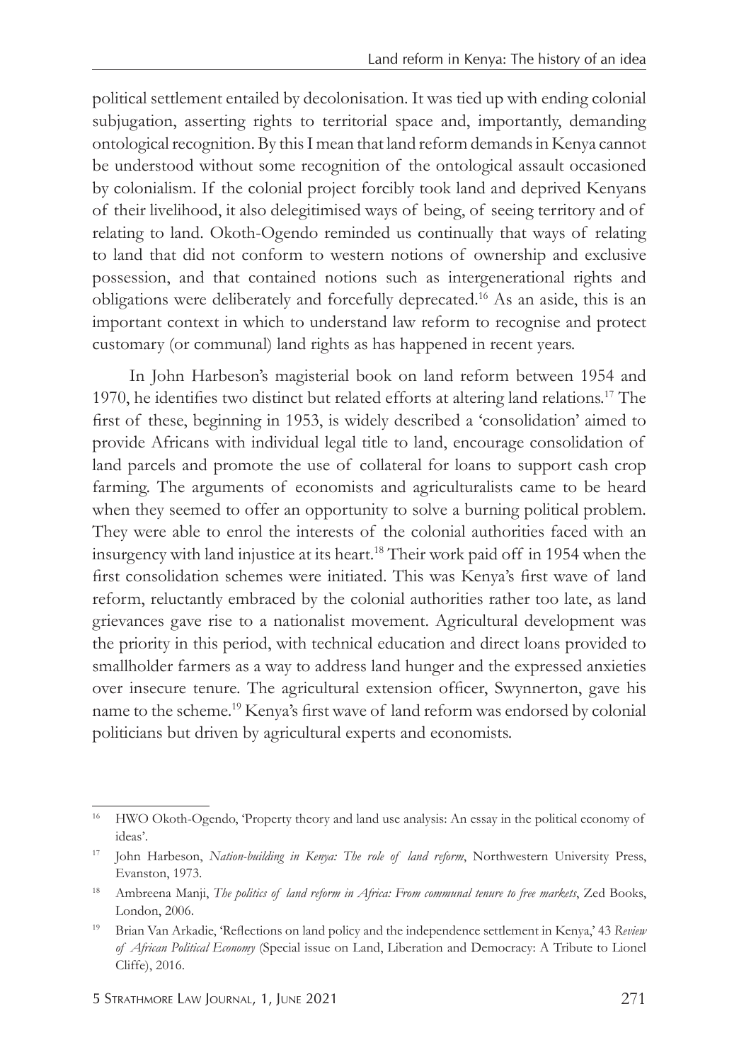political settlement entailed by decolonisation. It was tied up with ending colonial subjugation, asserting rights to territorial space and, importantly, demanding ontological recognition. By this I mean that land reform demands in Kenya cannot be understood without some recognition of the ontological assault occasioned by colonialism. If the colonial project forcibly took land and deprived Kenyans of their livelihood, it also delegitimised ways of being, of seeing territory and of relating to land. Okoth-Ogendo reminded us continually that ways of relating to land that did not conform to western notions of ownership and exclusive possession, and that contained notions such as intergenerational rights and obligations were deliberately and forcefully deprecated.[16] As an aside, this is an important context in which to understand law reform to recognise and protect customary (or communal) land rights as has happened in recent years.

In John Harbeson's magisterial book on land reform between 1954 and 1970, he identifies two distinct but related efforts at altering land relations.[17] The first of these, beginning in 1953, is widely described a 'consolidation' aimed to provide Africans with individual legal title to land, encourage consolidation of land parcels and promote the use of collateral for loans to support cash crop farming. The arguments of economists and agriculturalists came to be heard when they seemed to offer an opportunity to solve a burning political problem. They were able to enrol the interests of the colonial authorities faced with an insurgency with land injustice at its heart.[18] Their work paid off in 1954 when the first consolidation schemes were initiated. This was Kenya's first wave of land reform, reluctantly embraced by the colonial authorities rather too late, as land grievances gave rise to a nationalist movement. Agricultural development was the priority in this period, with technical education and direct loans provided to smallholder farmers as a way to address land hunger and the expressed anxieties over insecure tenure. The agricultural extension officer, Swynnerton, gave his name to the scheme.[19] Kenya's first wave of land reform was endorsed by colonial politicians but driven by agricultural experts and economists.

---

[16] HWO Okoth-Ogendo, 'Property theory and land use analysis: An essay in the political economy of ideas'.

[17] John Harbeson, *Nation-building in Kenya: The role of land reform*, Northwestern University Press, Evanston, 1973.

[18] Ambreena Manji, *The politics of land reform in Africa: From communal tenure to free markets*, Zed Books, London, 2006.

[19] Brian Van Arkadie, 'Reflections on land policy and the independence settlement in Kenya,' 43 *Review of African Political Economy* (Special issue on Land, Liberation and Democracy: A Tribute to Lionel Cliffe), 2016.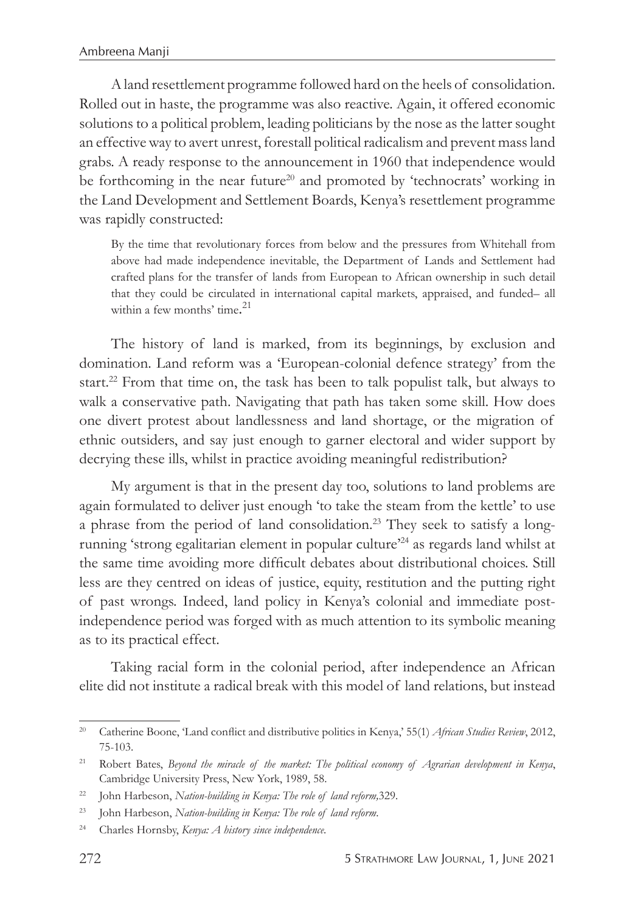A land resettlement programme followed hard on the heels of consolidation. Rolled out in haste, the programme was also reactive. Again, it offered economic solutions to a political problem, leading politicians by the nose as the latter sought an effective way to avert unrest, forestall political radicalism and prevent mass land grabs. A ready response to the announcement in 1960 that independence would be forthcoming in the near future[20] and promoted by 'technocrats' working in the Land Development and Settlement Boards, Kenya's resettlement programme was rapidly constructed:

> By the time that revolutionary forces from below and the pressures from Whitehall from above had made independence inevitable, the Department of Lands and Settlement had crafted plans for the transfer of lands from European to African ownership in such detail that they could be circulated in international capital markets, appraised, and funded– all within a few months' time.[21]

The history of land is marked, from its beginnings, by exclusion and domination. Land reform was a 'European-colonial defence strategy' from the start.[22] From that time on, the task has been to talk populist talk, but always to walk a conservative path. Navigating that path has taken some skill. How does one divert protest about landlessness and land shortage, or the migration of ethnic outsiders, and say just enough to garner electoral and wider support by decrying these ills, whilst in practice avoiding meaningful redistribution?

My argument is that in the present day too, solutions to land problems are again formulated to deliver just enough 'to take the steam from the kettle' to use a phrase from the period of land consolidation.[23] They seek to satisfy a long-running 'strong egalitarian element in popular culture'[24] as regards land whilst at the same time avoiding more difficult debates about distributional choices. Still less are they centred on ideas of justice, equity, restitution and the putting right of past wrongs. Indeed, land policy in Kenya's colonial and immediate post-independence period was forged with as much attention to its symbolic meaning as to its practical effect.

Taking racial form in the colonial period, after independence an African elite did not institute a radical break with this model of land relations, but instead

---

[20] Catherine Boone, 'Land conflict and distributive politics in Kenya,' 55(1) *African Studies Review*, 2012, 75-103.

[21] Robert Bates, *Beyond the miracle of the market: The political economy of Agrarian development in Kenya*, Cambridge University Press, New York, 1989, 58.

[22] John Harbeson, *Nation-building in Kenya: The role of land reform,*329.

[23] John Harbeson, *Nation-building in Kenya: The role of land reform*.

[24] Charles Hornsby, *Kenya: A history since independence*.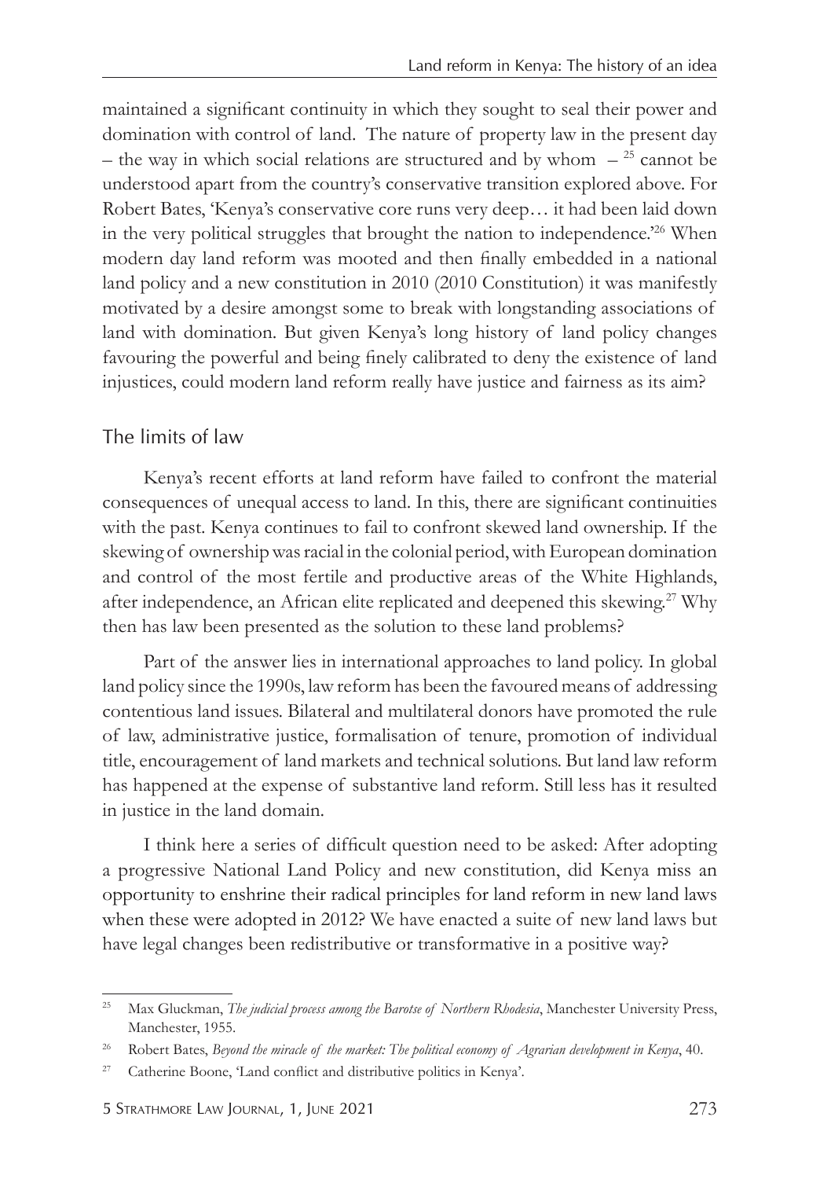maintained a significant continuity in which they sought to seal their power and domination with control of land. The nature of property law in the present day – the way in which social relations are structured and by whom –[25] cannot be understood apart from the country's conservative transition explored above. For Robert Bates, 'Kenya's conservative core runs very deep… it had been laid down in the very political struggles that brought the nation to independence.'[26] When modern day land reform was mooted and then finally embedded in a national land policy and a new constitution in 2010 (2010 Constitution) it was manifestly motivated by a desire amongst some to break with longstanding associations of land with domination. But given Kenya's long history of land policy changes favouring the powerful and being finely calibrated to deny the existence of land injustices, could modern land reform really have justice and fairness as its aim?

## The limits of law

Kenya's recent efforts at land reform have failed to confront the material consequences of unequal access to land. In this, there are significant continuities with the past. Kenya continues to fail to confront skewed land ownership. If the skewing of ownership was racial in the colonial period, with European domination and control of the most fertile and productive areas of the White Highlands, after independence, an African elite replicated and deepened this skewing.[27] Why then has law been presented as the solution to these land problems?

Part of the answer lies in international approaches to land policy. In global land policy since the 1990s, law reform has been the favoured means of addressing contentious land issues. Bilateral and multilateral donors have promoted the rule of law, administrative justice, formalisation of tenure, promotion of individual title, encouragement of land markets and technical solutions. But land law reform has happened at the expense of substantive land reform. Still less has it resulted in justice in the land domain.

I think here a series of difficult question need to be asked: After adopting a progressive National Land Policy and new constitution, did Kenya miss an opportunity to enshrine their radical principles for land reform in new land laws when these were adopted in 2012? We have enacted a suite of new land laws but have legal changes been redistributive or transformative in a positive way?

---

[25] Max Gluckman, *The judicial process among the Barotse of Northern Rhodesia*, Manchester University Press, Manchester, 1955.

[26] Robert Bates, *Beyond the miracle of the market: The political economy of Agrarian development in Kenya*, 40.

[27] Catherine Boone, 'Land conflict and distributive politics in Kenya'.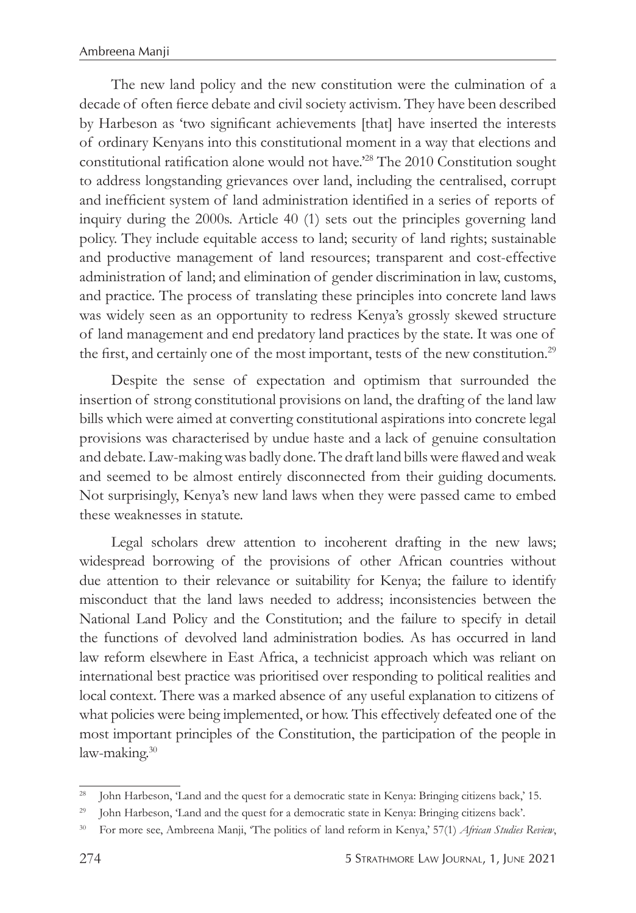The new land policy and the new constitution were the culmination of a decade of often fierce debate and civil society activism. They have been described by Harbeson as 'two significant achievements [that] have inserted the interests of ordinary Kenyans into this constitutional moment in a way that elections and constitutional ratification alone would not have.'[28] The 2010 Constitution sought to address longstanding grievances over land, including the centralised, corrupt and inefficient system of land administration identified in a series of reports of inquiry during the 2000s. Article 40 (1) sets out the principles governing land policy. They include equitable access to land; security of land rights; sustainable and productive management of land resources; transparent and cost-effective administration of land; and elimination of gender discrimination in law, customs, and practice. The process of translating these principles into concrete land laws was widely seen as an opportunity to redress Kenya's grossly skewed structure of land management and end predatory land practices by the state. It was one of the first, and certainly one of the most important, tests of the new constitution.[29]

Despite the sense of expectation and optimism that surrounded the insertion of strong constitutional provisions on land, the drafting of the land law bills which were aimed at converting constitutional aspirations into concrete legal provisions was characterised by undue haste and a lack of genuine consultation and debate. Law-making was badly done. The draft land bills were flawed and weak and seemed to be almost entirely disconnected from their guiding documents. Not surprisingly, Kenya's new land laws when they were passed came to embed these weaknesses in statute.

Legal scholars drew attention to incoherent drafting in the new laws; widespread borrowing of the provisions of other African countries without due attention to their relevance or suitability for Kenya; the failure to identify misconduct that the land laws needed to address; inconsistencies between the National Land Policy and the Constitution; and the failure to specify in detail the functions of devolved land administration bodies. As has occurred in land law reform elsewhere in East Africa, a technicist approach which was reliant on international best practice was prioritised over responding to political realities and local context. There was a marked absence of any useful explanation to citizens of what policies were being implemented, or how. This effectively defeated one of the most important principles of the Constitution, the participation of the people in law-making.[30]

---

[28] John Harbeson, 'Land and the quest for a democratic state in Kenya: Bringing citizens back,' 15.

[29] John Harbeson, 'Land and the quest for a democratic state in Kenya: Bringing citizens back'.

[30] For more see, Ambreena Manji, 'The politics of land reform in Kenya,' 57(1) *African Studies Review*,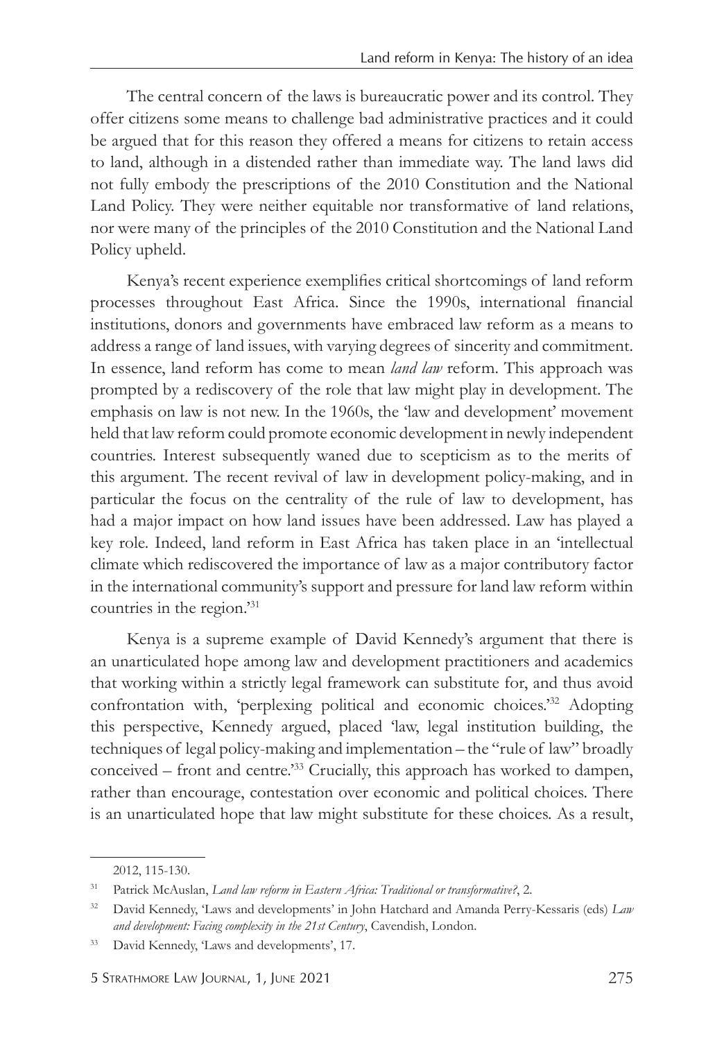The central concern of the laws is bureaucratic power and its control. They offer citizens some means to challenge bad administrative practices and it could be argued that for this reason they offered a means for citizens to retain access to land, although in a distended rather than immediate way. The land laws did not fully embody the prescriptions of the 2010 Constitution and the National Land Policy. They were neither equitable nor transformative of land relations, nor were many of the principles of the 2010 Constitution and the National Land Policy upheld.

Kenya's recent experience exemplifies critical shortcomings of land reform processes throughout East Africa. Since the 1990s, international financial institutions, donors and governments have embraced law reform as a means to address a range of land issues, with varying degrees of sincerity and commitment. In essence, land reform has come to mean *land law* reform. This approach was prompted by a rediscovery of the role that law might play in development. The emphasis on law is not new. In the 1960s, the 'law and development' movement held that law reform could promote economic development in newly independent countries. Interest subsequently waned due to scepticism as to the merits of this argument. The recent revival of law in development policy-making, and in particular the focus on the centrality of the rule of law to development, has had a major impact on how land issues have been addressed. Law has played a key role. Indeed, land reform in East Africa has taken place in an 'intellectual climate which rediscovered the importance of law as a major contributory factor in the international community's support and pressure for land law reform within countries in the region.'[31]

Kenya is a supreme example of David Kennedy's argument that there is an unarticulated hope among law and development practitioners and academics that working within a strictly legal framework can substitute for, and thus avoid confrontation with, 'perplexing political and economic choices.'[32] Adopting this perspective, Kennedy argued, placed 'law, legal institution building, the techniques of legal policy-making and implementation – the "rule of law" broadly conceived – front and centre.'[33] Crucially, this approach has worked to dampen, rather than encourage, contestation over economic and political choices. There is an unarticulated hope that law might substitute for these choices. As a result,

---

2012, 115-130.

[31] Patrick McAuslan, *Land law reform in Eastern Africa: Traditional or transformative?*, 2.

[32] David Kennedy, 'Laws and developments' in John Hatchard and Amanda Perry-Kessaris (eds) *Law and development: Facing complexity in the 21st Century*, Cavendish, London.

[33] David Kennedy, 'Laws and developments', 17.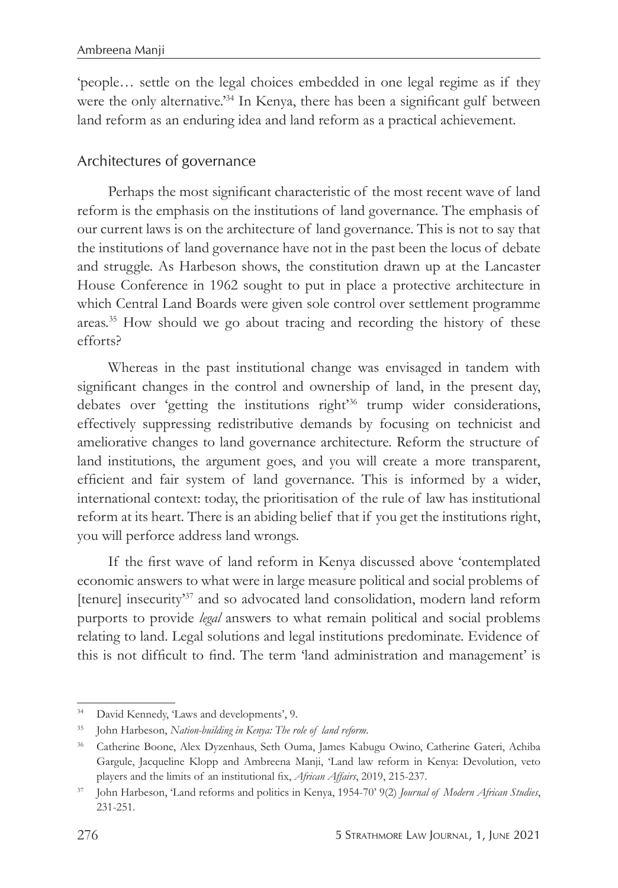'people… settle on the legal choices embedded in one legal regime as if they were the only alternative.'[34] In Kenya, there has been a significant gulf between land reform as an enduring idea and land reform as a practical achievement.

## Architectures of governance

Perhaps the most significant characteristic of the most recent wave of land reform is the emphasis on the institutions of land governance. The emphasis of our current laws is on the architecture of land governance. This is not to say that the institutions of land governance have not in the past been the locus of debate and struggle. As Harbeson shows, the constitution drawn up at the Lancaster House Conference in 1962 sought to put in place a protective architecture in which Central Land Boards were given sole control over settlement programme areas.[35] How should we go about tracing and recording the history of these efforts?

Whereas in the past institutional change was envisaged in tandem with significant changes in the control and ownership of land, in the present day, debates over 'getting the institutions right'[36] trump wider considerations, effectively suppressing redistributive demands by focusing on technicist and ameliorative changes to land governance architecture. Reform the structure of land institutions, the argument goes, and you will create a more transparent, efficient and fair system of land governance. This is informed by a wider, international context: today, the prioritisation of the rule of law has institutional reform at its heart. There is an abiding belief that if you get the institutions right, you will perforce address land wrongs.

If the first wave of land reform in Kenya discussed above 'contemplated economic answers to what were in large measure political and social problems of [tenure] insecurity'[37] and so advocated land consolidation, modern land reform purports to provide *legal* answers to what remain political and social problems relating to land. Legal solutions and legal institutions predominate. Evidence of this is not difficult to find. The term 'land administration and management' is

---

[34] David Kennedy, 'Laws and developments', 9.

[35] John Harbeson, *Nation-building in Kenya: The role of land reform*.

[36] Catherine Boone, Alex Dyzenhaus, Seth Ouma, James Kabugu Owino, Catherine Gateri, Achiba Gargule, Jacqueline Klopp and Ambreena Manji, 'Land law reform in Kenya: Devolution, veto players and the limits of an institutional fix, *African Affairs*, 2019, 215-237.

[37] John Harbeson, 'Land reforms and politics in Kenya, 1954-70' 9(2) *Journal of Modern African Studies*, 231-251.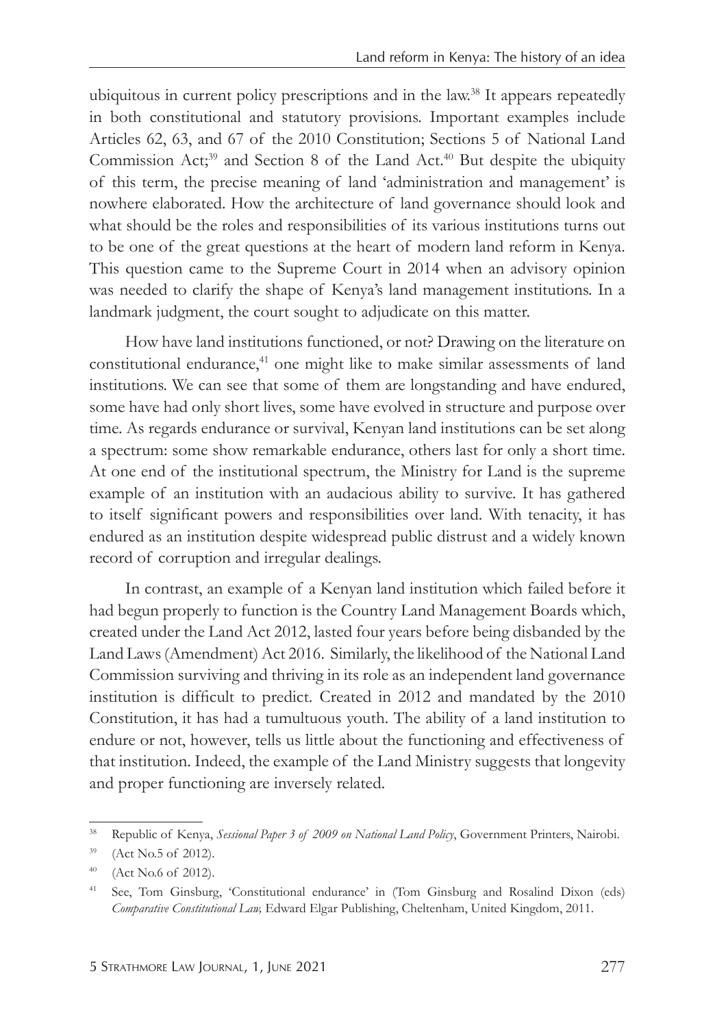ubiquitous in current policy prescriptions and in the law.[38] It appears repeatedly in both constitutional and statutory provisions. Important examples include Articles 62, 63, and 67 of the 2010 Constitution; Sections 5 of National Land Commission Act;[39] and Section 8 of the Land Act.[40] But despite the ubiquity of this term, the precise meaning of land 'administration and management' is nowhere elaborated. How the architecture of land governance should look and what should be the roles and responsibilities of its various institutions turns out to be one of the great questions at the heart of modern land reform in Kenya. This question came to the Supreme Court in 2014 when an advisory opinion was needed to clarify the shape of Kenya's land management institutions. In a landmark judgment, the court sought to adjudicate on this matter.

How have land institutions functioned, or not? Drawing on the literature on constitutional endurance,[41] one might like to make similar assessments of land institutions. We can see that some of them are longstanding and have endured, some have had only short lives, some have evolved in structure and purpose over time. As regards endurance or survival, Kenyan land institutions can be set along a spectrum: some show remarkable endurance, others last for only a short time. At one end of the institutional spectrum, the Ministry for Land is the supreme example of an institution with an audacious ability to survive. It has gathered to itself significant powers and responsibilities over land. With tenacity, it has endured as an institution despite widespread public distrust and a widely known record of corruption and irregular dealings.

In contrast, an example of a Kenyan land institution which failed before it had begun properly to function is the Country Land Management Boards which, created under the Land Act 2012, lasted four years before being disbanded by the Land Laws (Amendment) Act 2016. Similarly, the likelihood of the National Land Commission surviving and thriving in its role as an independent land governance institution is difficult to predict. Created in 2012 and mandated by the 2010 Constitution, it has had a tumultuous youth. The ability of a land institution to endure or not, however, tells us little about the functioning and effectiveness of that institution. Indeed, the example of the Land Ministry suggests that longevity and proper functioning are inversely related.

---

[38] Republic of Kenya, *Sessional Paper 3 of 2009 on National Land Policy*, Government Printers, Nairobi.

[39] (Act No.5 of 2012).

[40] (Act No.6 of 2012).

[41] See, Tom Ginsburg, 'Constitutional endurance' in (Tom Ginsburg and Rosalind Dixon (eds) *Comparative Constitutional Law,* Edward Elgar Publishing, Cheltenham, United Kingdom, 2011.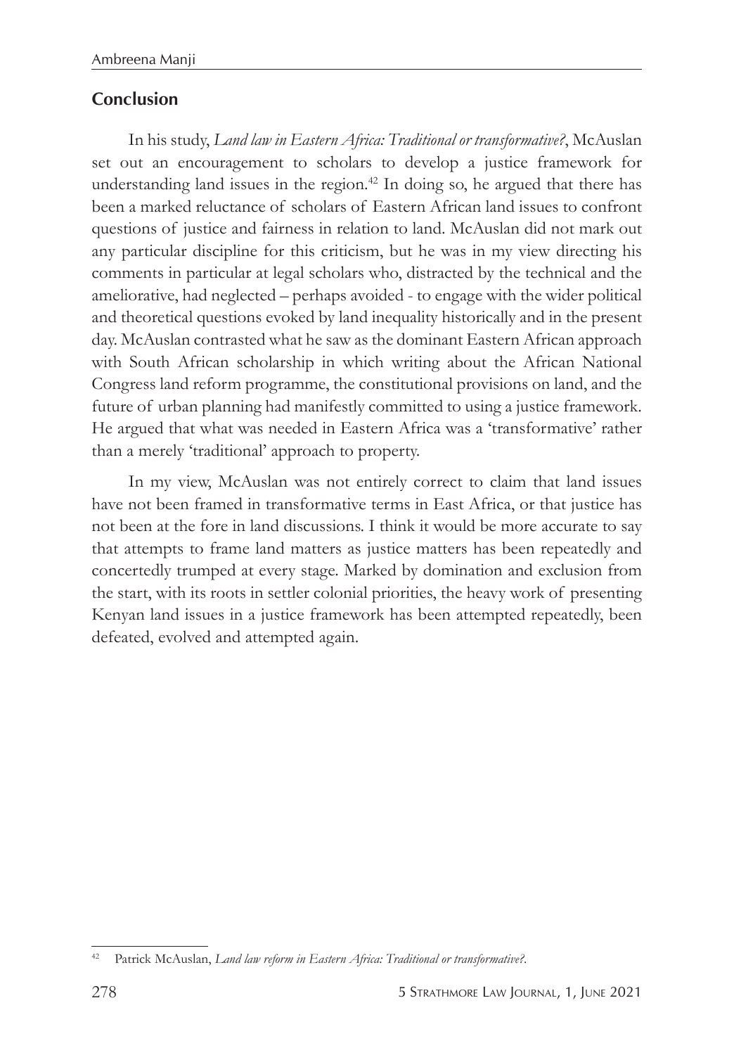## Conclusion

In his study, *Land law in Eastern Africa: Traditional or transformative?*, McAuslan set out an encouragement to scholars to develop a justice framework for understanding land issues in the region.[42] In doing so, he argued that there has been a marked reluctance of scholars of Eastern African land issues to confront questions of justice and fairness in relation to land. McAuslan did not mark out any particular discipline for this criticism, but he was in my view directing his comments in particular at legal scholars who, distracted by the technical and the ameliorative, had neglected – perhaps avoided - to engage with the wider political and theoretical questions evoked by land inequality historically and in the present day. McAuslan contrasted what he saw as the dominant Eastern African approach with South African scholarship in which writing about the African National Congress land reform programme, the constitutional provisions on land, and the future of urban planning had manifestly committed to using a justice framework. He argued that what was needed in Eastern Africa was a 'transformative' rather than a merely 'traditional' approach to property.

In my view, McAuslan was not entirely correct to claim that land issues have not been framed in transformative terms in East Africa, or that justice has not been at the fore in land discussions. I think it would be more accurate to say that attempts to frame land matters as justice matters has been repeatedly and concertedly trumped at every stage. Marked by domination and exclusion from the start, with its roots in settler colonial priorities, the heavy work of presenting Kenyan land issues in a justice framework has been attempted repeatedly, been defeated, evolved and attempted again.

[42] Patrick McAuslan, *Land law reform in Eastern Africa: Traditional or transformative?*.